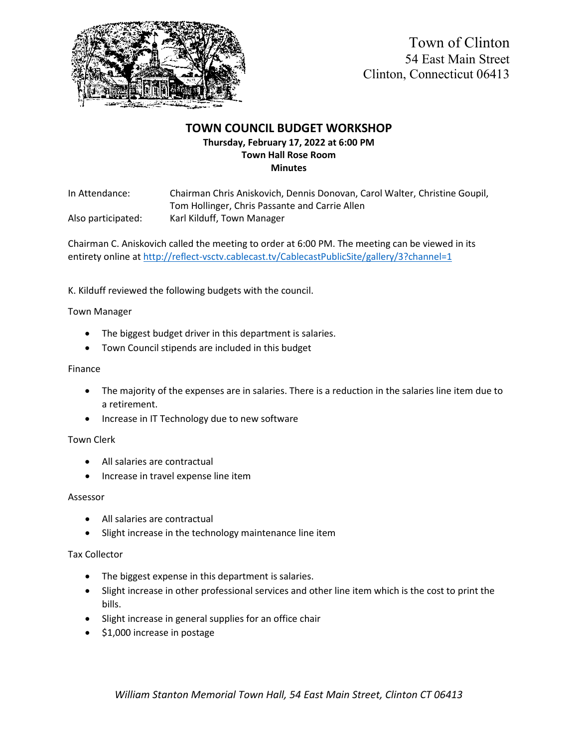Town of Clinton
54 East Main Street
Clinton, Connecticut 06413

# TOWN COUNCIL BUDGET WORKSHOP

**Thursday, February 17, 2022 at 6:00 PM**
**Town Hall Rose Room**
**Minutes**

In Attendance: Chairman Chris Aniskovich, Dennis Donovan, Carol Walter, Christine Goupil, Tom Hollinger, Chris Passante and Carrie Allen

Also participated: Karl Kilduff, Town Manager

Chairman C. Aniskovich called the meeting to order at 6:00 PM. The meeting can be viewed in its entirety online at http://reflect-vsctv.cablecast.tv/CablecastPublicSite/gallery/3?channel=1

K. Kilduff reviewed the following budgets with the council.

Town Manager

- The biggest budget driver in this department is salaries.
- Town Council stipends are included in this budget

Finance

- The majority of the expenses are in salaries. There is a reduction in the salaries line item due to a retirement.
- Increase in IT Technology due to new software

Town Clerk

- All salaries are contractual
- Increase in travel expense line item

Assessor

- All salaries are contractual
- Slight increase in the technology maintenance line item

Tax Collector

- The biggest expense in this department is salaries.
- Slight increase in other professional services and other line item which is the cost to print the bills.
- Slight increase in general supplies for an office chair
- $1,000 increase in postage

*William Stanton Memorial Town Hall, 54 East Main Street, Clinton CT 06413*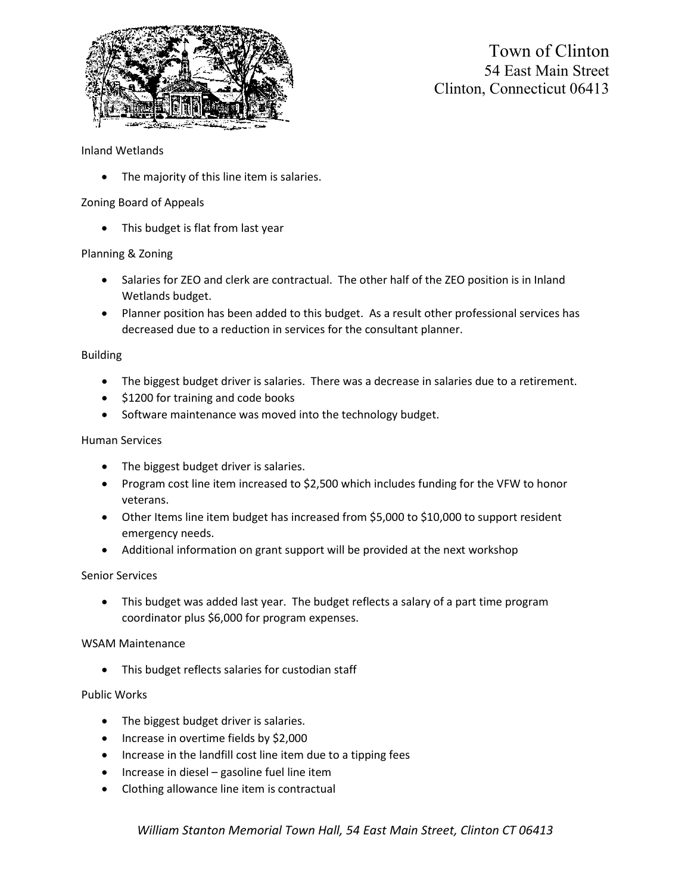Inland Wetlands

- The majority of this line item is salaries.

Zoning Board of Appeals

- This budget is flat from last year

Planning & Zoning

- Salaries for ZEO and clerk are contractual. The other half of the ZEO position is in Inland Wetlands budget.
- Planner position has been added to this budget. As a result other professional services has decreased due to a reduction in services for the consultant planner.

Building

- The biggest budget driver is salaries. There was a decrease in salaries due to a retirement.
- $1200 for training and code books
- Software maintenance was moved into the technology budget.

Human Services

- The biggest budget driver is salaries.
- Program cost line item increased to $2,500 which includes funding for the VFW to honor veterans.
- Other Items line item budget has increased from $5,000 to $10,000 to support resident emergency needs.
- Additional information on grant support will be provided at the next workshop

Senior Services

- This budget was added last year. The budget reflects a salary of a part time program coordinator plus $6,000 for program expenses.

WSAM Maintenance

- This budget reflects salaries for custodian staff

Public Works

- The biggest budget driver is salaries.
- Increase in overtime fields by $2,000
- Increase in the landfill cost line item due to a tipping fees
- Increase in diesel – gasoline fuel line item
- Clothing allowance line item is contractual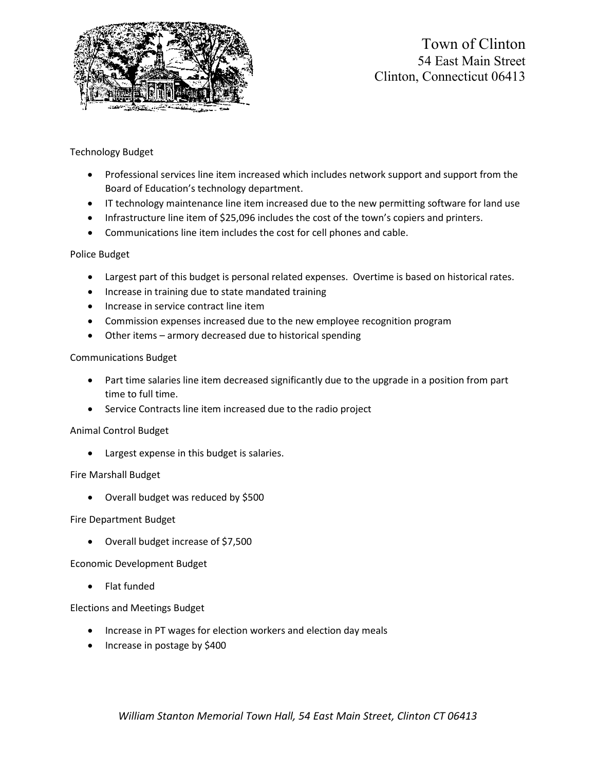Technology Budget

- Professional services line item increased which includes network support and support from the Board of Education's technology department.
- IT technology maintenance line item increased due to the new permitting software for land use
- Infrastructure line item of $25,096 includes the cost of the town's copiers and printers.
- Communications line item includes the cost for cell phones and cable.

Police Budget

- Largest part of this budget is personal related expenses. Overtime is based on historical rates.
- Increase in training due to state mandated training
- Increase in service contract line item
- Commission expenses increased due to the new employee recognition program
- Other items – armory decreased due to historical spending

Communications Budget

- Part time salaries line item decreased significantly due to the upgrade in a position from part time to full time.
- Service Contracts line item increased due to the radio project

Animal Control Budget

- Largest expense in this budget is salaries.

Fire Marshall Budget

- Overall budget was reduced by $500

Fire Department Budget

- Overall budget increase of $7,500

Economic Development Budget

- Flat funded

Elections and Meetings Budget

- Increase in PT wages for election workers and election day meals
- Increase in postage by $400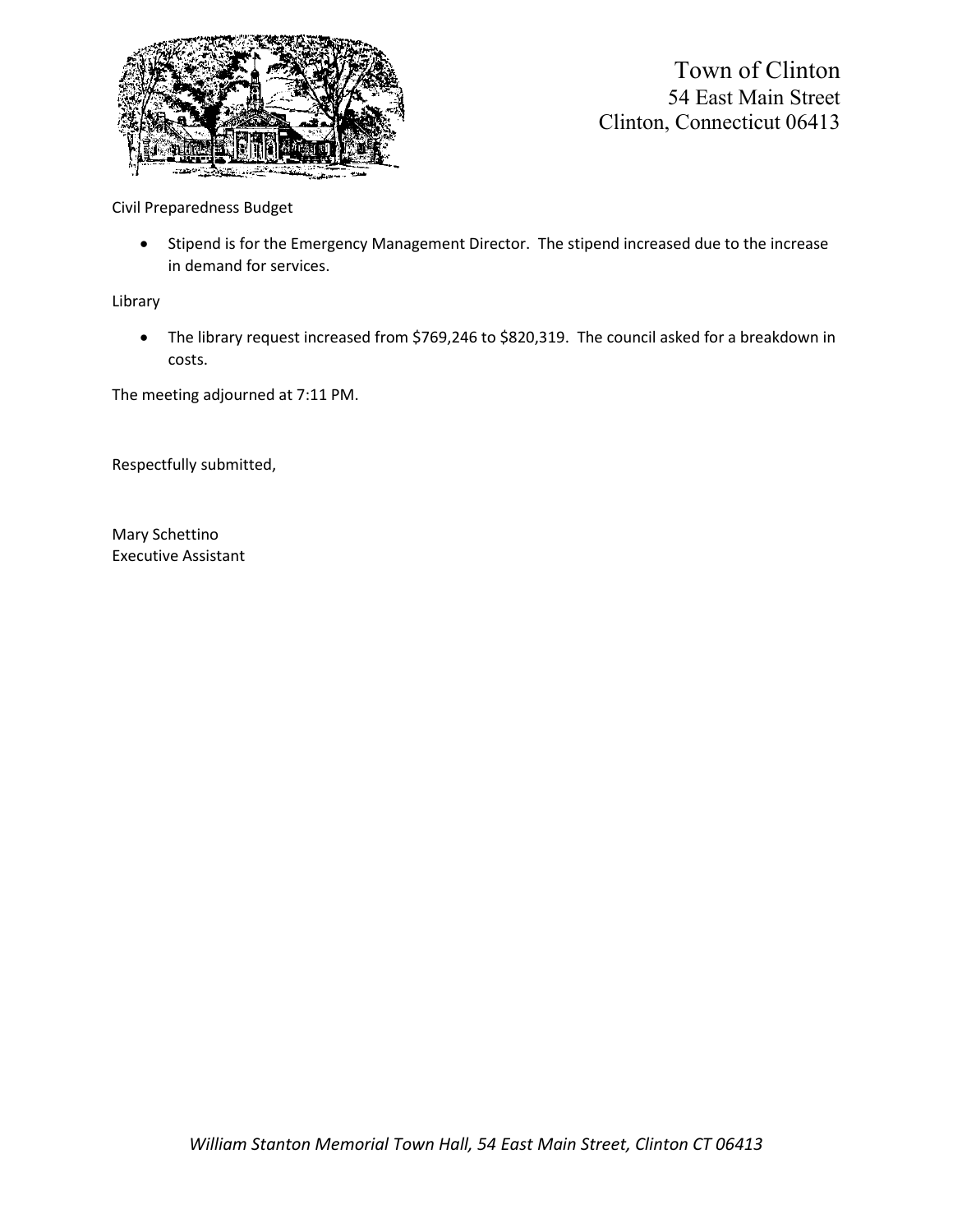Civil Preparedness Budget

- Stipend is for the Emergency Management Director. The stipend increased due to the increase in demand for services.

Library

- The library request increased from $769,246 to $820,319. The council asked for a breakdown in costs.

The meeting adjourned at 7:11 PM.

Respectfully submitted,

Mary Schettino
Executive Assistant